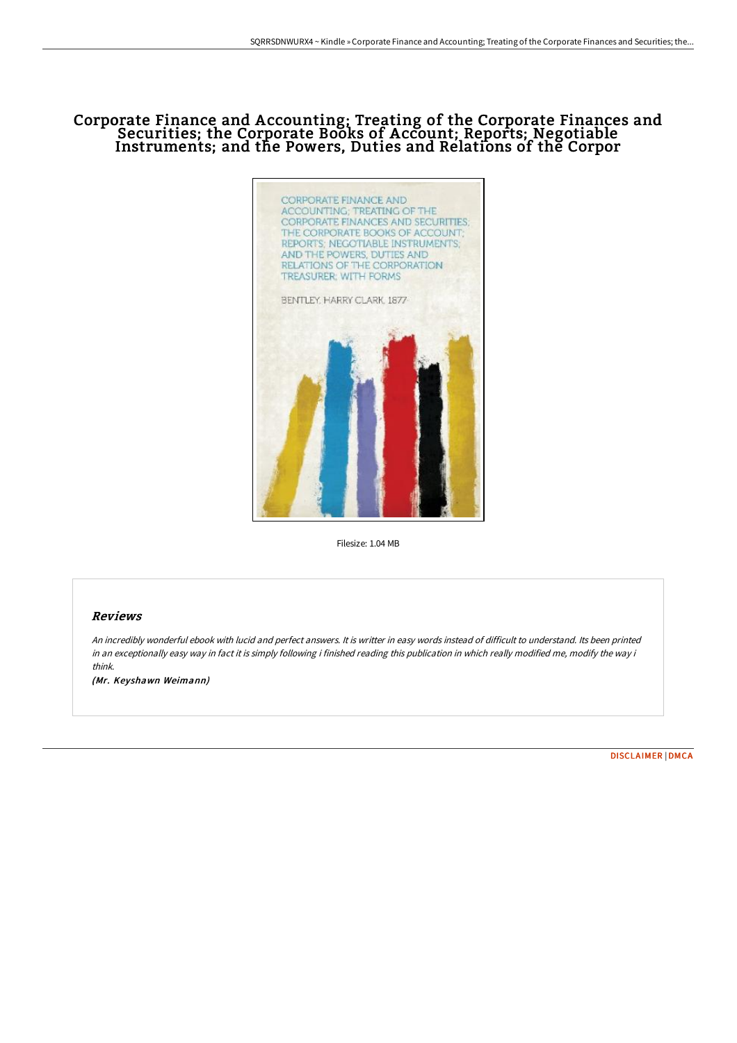# Corporate Finance and Accounting; Treating of the Corporate Finances and Securities; the Corporate Books of Account; Reports; Negotiable Instruments; and the Powers, Duties and Relations of the Corpor

CORPORATE FINANCE AND ACCOUNTING; TREATING OF THE CORPORATE FINANCES AND SECURITIES; THE CORPORATE BOOKS OF ACCOUNT; REPORTS; NEGOTIABLE INSTRUMENTS; AND THE POWERS, DUTIES AND RELATIONS OF THE CORPORATION TREASURER; WITH FORMS

BENTLEY, HARRY CLARK, 1877-

Filesize: 1.04 MB

## *Reviews*

*An incredibly wonderful ebook with lucid and perfect answers. It is writter in easy words instead of difficult to understand. Its been printed in an exceptionally easy way in fact it is simply following i finished reading this publication in which really modified me, modify the way i think.*

***(Mr. Keyshawn Weimann)***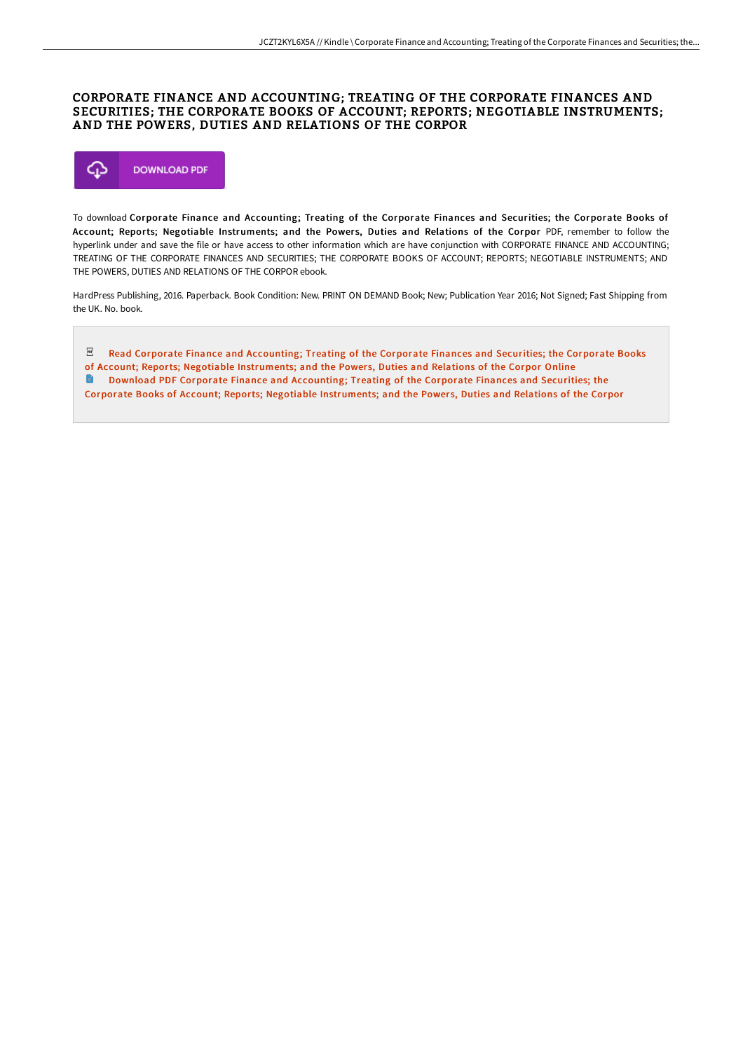# CORPORATE FINANCE AND ACCOUNTING; TREATING OF THE CORPORATE FINANCES AND SECURITIES; THE CORPORATE BOOKS OF ACCOUNT; REPORTS; NEGOTIABLE INSTRUMENTS; AND THE POWERS, DUTIES AND RELATIONS OF THE CORPOR

DOWNLOAD PDF

To download **Corporate Finance and Accounting; Treating of the Corporate Finances and Securities; the Corporate Books of Account; Reports; Negotiable Instruments; and the Powers, Duties and Relations of the Corpor** PDF, remember to follow the hyperlink under and save the file or have access to other information which are have conjunction with CORPORATE FINANCE AND ACCOUNTING; TREATING OF THE CORPORATE FINANCES AND SECURITIES; THE CORPORATE BOOKS OF ACCOUNT; REPORTS; NEGOTIABLE INSTRUMENTS; AND THE POWERS, DUTIES AND RELATIONS OF THE CORPOR ebook.

HardPress Publishing, 2016. Paperback. Book Condition: New. PRINT ON DEMAND Book; New; Publication Year 2016; Not Signed; Fast Shipping from the UK. No. book.

Read Corporate Finance and Accounting; Treating of the Corporate Finances and Securities; the Corporate Books of Account; Reports; Negotiable Instruments; and the Powers, Duties and Relations of the Corpor Online

Download PDF Corporate Finance and Accounting; Treating of the Corporate Finances and Securities; the Corporate Books of Account; Reports; Negotiable Instruments; and the Powers, Duties and Relations of the Corpor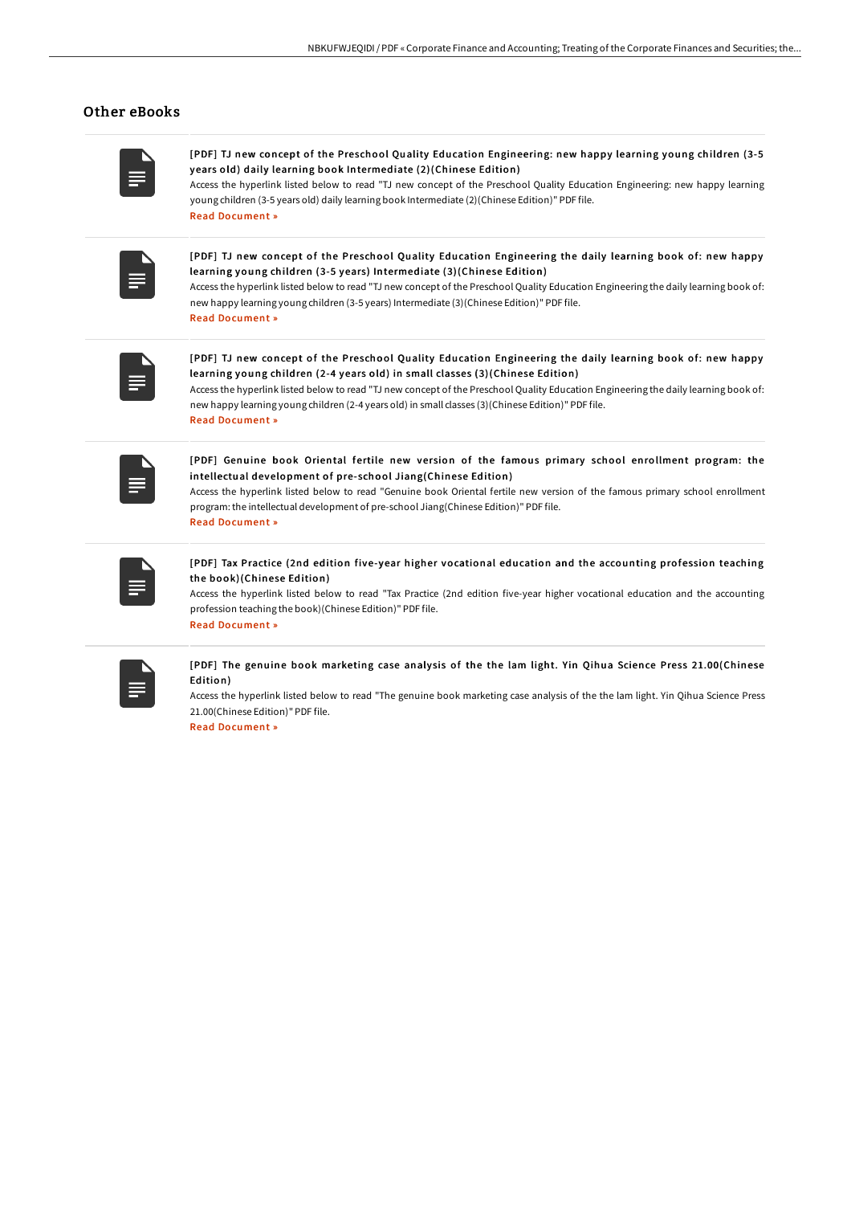## Other eBooks

**[PDF] TJ new concept of the Preschool Quality Education Engineering: new happy learning young children (3-5 years old) daily learning book Intermediate (2)(Chinese Edition)**

Access the hyperlink listed below to read "TJ new concept of the Preschool Quality Education Engineering: new happy learning young children (3-5 years old) daily learning book Intermediate (2)(Chinese Edition)" PDF file.

Read Document »

**[PDF] TJ new concept of the Preschool Quality Education Engineering the daily learning book of: new happy learning young children (3-5 years) Intermediate (3)(Chinese Edition)**

Access the hyperlink listed below to read "TJ new concept of the Preschool Quality Education Engineering the daily learning book of: new happy learning young children (3-5 years) Intermediate (3)(Chinese Edition)" PDF file.

Read Document »

**[PDF] TJ new concept of the Preschool Quality Education Engineering the daily learning book of: new happy learning young children (2-4 years old) in small classes (3)(Chinese Edition)**

Access the hyperlink listed below to read "TJ new concept of the Preschool Quality Education Engineering the daily learning book of: new happy learning young children (2-4 years old) in small classes (3)(Chinese Edition)" PDF file.

Read Document »

**[PDF] Genuine book Oriental fertile new version of the famous primary school enrollment program: the intellectual development of pre-school Jiang(Chinese Edition)**

Access the hyperlink listed below to read "Genuine book Oriental fertile new version of the famous primary school enrollment program: the intellectual development of pre-school Jiang(Chinese Edition)" PDF file.

Read Document »

**[PDF] Tax Practice (2nd edition five-year higher vocational education and the accounting profession teaching the book)(Chinese Edition)**

Access the hyperlink listed below to read "Tax Practice (2nd edition five-year higher vocational education and the accounting profession teaching the book)(Chinese Edition)" PDF file.

Read Document »

**[PDF] The genuine book marketing case analysis of the the lam light. Yin Qihua Science Press 21.00(Chinese Edition)**

Access the hyperlink listed below to read "The genuine book marketing case analysis of the the lam light. Yin Qihua Science Press 21.00(Chinese Edition)" PDF file.

Read Document »